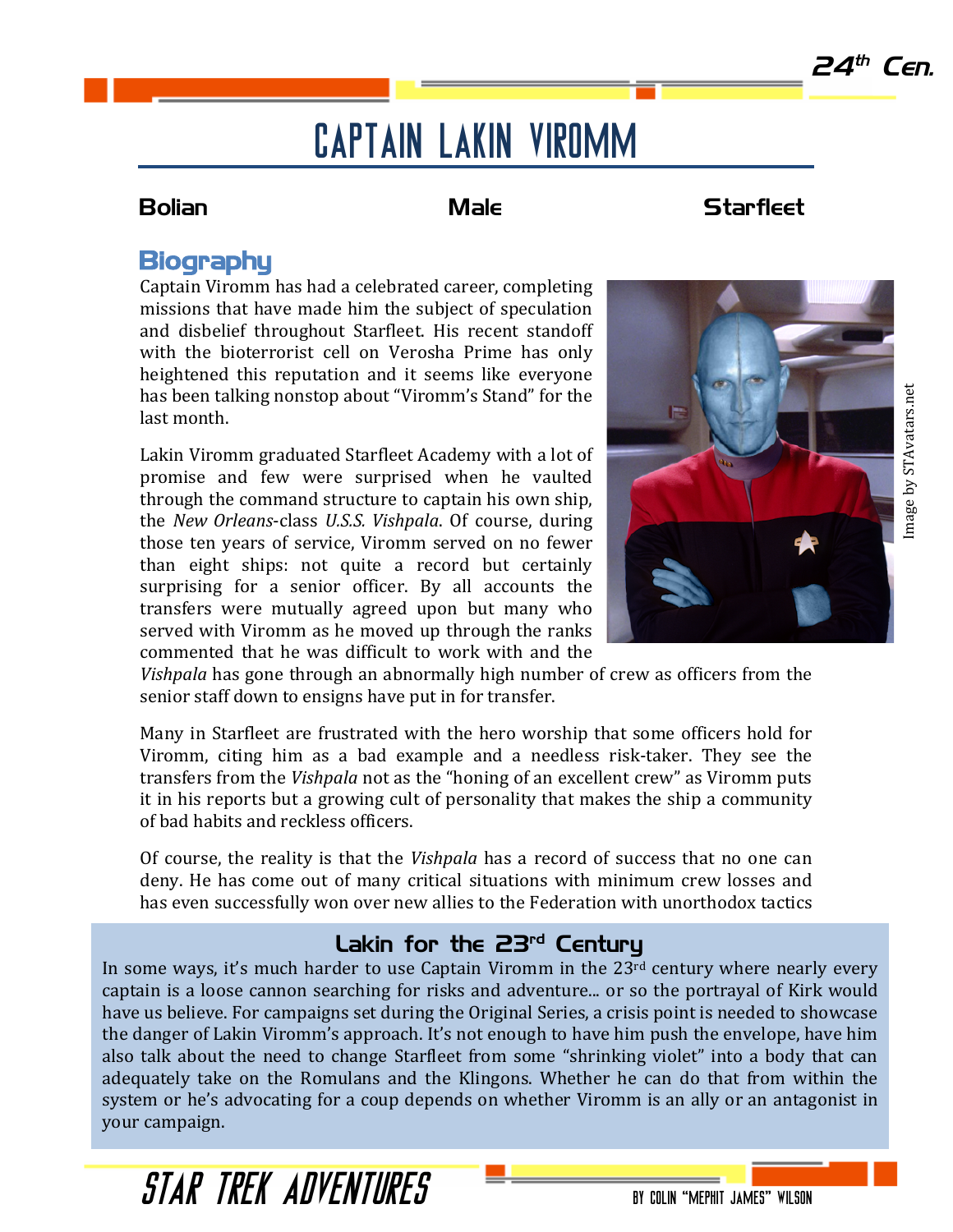# Captain Lakin Viromm

**Bolian** | **Male** | **Starfleet**

## Biography

Captain Viromm has had a celebrated career, completing missions that have made him the subject of speculation and disbelief throughout Starfleet. His recent standoff with the bioterrorist cell on Verosha Prime has only heightened this reputation and it seems like everyone has been talking nonstop about "Viromm's Stand" for the last month.

Lakin Viromm graduated Starfleet Academy with a lot of promise and few were surprised when he vaulted through the command structure to captain his own ship, the *New Orleans*-class *U.S.S. Vishpala*. Of course, during those ten years of service, Viromm served on no fewer than eight ships: not quite a record but certainly surprising for a senior officer. By all accounts the transfers were mutually agreed upon but many who served with Viromm as he moved up through the ranks commented that he was difficult to work with and the *Vishpala* has gone through an abnormally high number of crew as officers from the senior staff down to ensigns have put in for transfer.

Many in Starfleet are frustrated with the hero worship that some officers hold for Viromm, citing him as a bad example and a needless risk-taker. They see the transfers from the *Vishpala* not as the "honing of an excellent crew" as Viromm puts it in his reports but a growing cult of personality that makes the ship a community of bad habits and reckless officers.

Of course, the reality is that the *Vishpala* has a record of success that no one can deny. He has come out of many critical situations with minimum crew losses and has even successfully won over new allies to the Federation with unorthodox tactics

Image by STAvatars.net

### Lakin for the 23rd Century

In some ways, it's much harder to use Captain Viromm in the 23rd century where nearly every captain is a loose cannon searching for risks and adventure... or so the portrayal of Kirk would have us believe. For campaigns set during the Original Series, a crisis point is needed to showcase the danger of Lakin Viromm's approach. It's not enough to have him push the envelope, have him also talk about the need to change Starfleet from some "shrinking violet" into a body that can adequately take on the Romulans and the Klingons. Whether he can do that from within the system or he's advocating for a coup depends on whether Viromm is an ally or an antagonist in your campaign.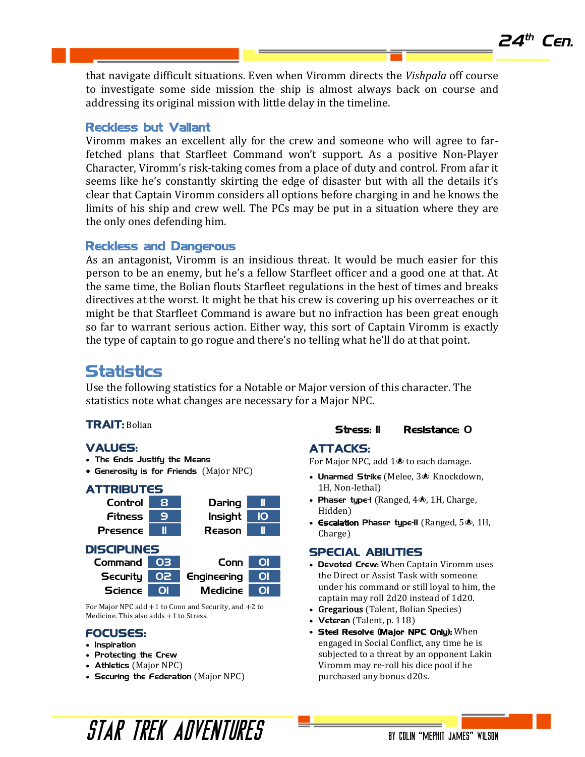that navigate difficult situations. Even when Viromm directs the *Vishpala* off course to investigate some side mission the ship is almost always back on course and addressing its original mission with little delay in the timeline.

### Reckless but Valiant

Viromm makes an excellent ally for the crew and someone who will agree to far-fetched plans that Starfleet Command won't support. As a positive Non-Player Character, Viromm's risk-taking comes from a place of duty and control. From afar it seems like he's constantly skirting the edge of disaster but with all the details it's clear that Captain Viromm considers all options before charging in and he knows the limits of his ship and crew well. The PCs may be put in a situation where they are the only ones defending him.

### Reckless and Dangerous

As an antagonist, Viromm is an insidious threat. It would be much easier for this person to be an enemy, but he's a fellow Starfleet officer and a good one at that. At the same time, the Bolian flouts Starfleet regulations in the best of times and breaks directives at the worst. It might be that his crew is covering up his overreaches or it might be that Starfleet Command is aware but no infraction has been great enough so far to warrant serious action. Either way, this sort of Captain Viromm is exactly the type of captain to go rogue and there's no telling what he'll do at that point.

## Statistics

Use the following statistics for a Notable or Major version of this character. The statistics note what changes are necessary for a Major NPC.

**TRAIT:** Bolian

**VALUES:**

- **The Ends Justify the Means**
- **Generosity is for Friends** (Major NPC)

**ATTRIBUTES**

| | | | |
|---|---|---|---|
| Control | 8 | Daring | 11 |
| Fitness | 9 | Insight | 10 |
| Presence | 11 | Reason | 11 |

**DISCIPLINES**

| | | | |
|---|---|---|---|
| Command | 03 | Conn | 01 |
| Security | 02 | Engineering | 01 |
| Science | 01 | Medicine | 01 |

For Major NPC add +1 to Conn and Security, and +2 to Medicine. This also adds +1 to Stress.

**FOCUSES:**

- **Inspiration**
- **Protecting the Crew**
- **Athletics** (Major NPC)
- **Securing the Federation** (Major NPC)

**Stress:** 11 **Resistance:** 0

**ATTACKS:**

For Major NPC, add 1▲ to each damage.

- **Unarmed Strike** (Melee, 3▲ Knockdown, 1H, Non-lethal)
- **Phaser type-I** (Ranged, 4▲, 1H, Charge, Hidden)
- **Escalation Phaser type-II** (Ranged, 5▲, 1H, Charge)

**SPECIAL ABILITIES**

- **Devoted Crew:** When Captain Viromm uses the Direct or Assist Task with someone under his command or still loyal to him, the captain may roll 2d20 instead of 1d20.
- **Gregarious** (Talent, Bolian Species)
- **Veteran** (Talent, p. 118)
- **Steel Resolve (Major NPC Only):** When engaged in Social Conflict, any time he is subjected to a threat by an opponent Lakin Viromm may re-roll his dice pool if he purchased any bonus d20s.